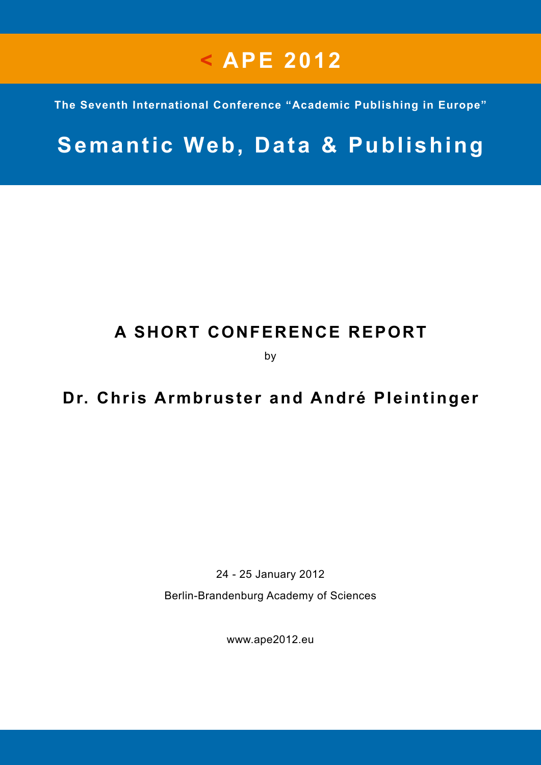# < APE 2012

**The Seventh International Conference "Academic Publishing in Europe"**

## Semantic Web, Data & Publishing

### A SHORT CONFERENCE REPORT

by

### Dr. Chris Armbruster and André Pleintinger

24 - 25 January 2012

Berlin-Brandenburg Academy of Sciences

www.ape2012.eu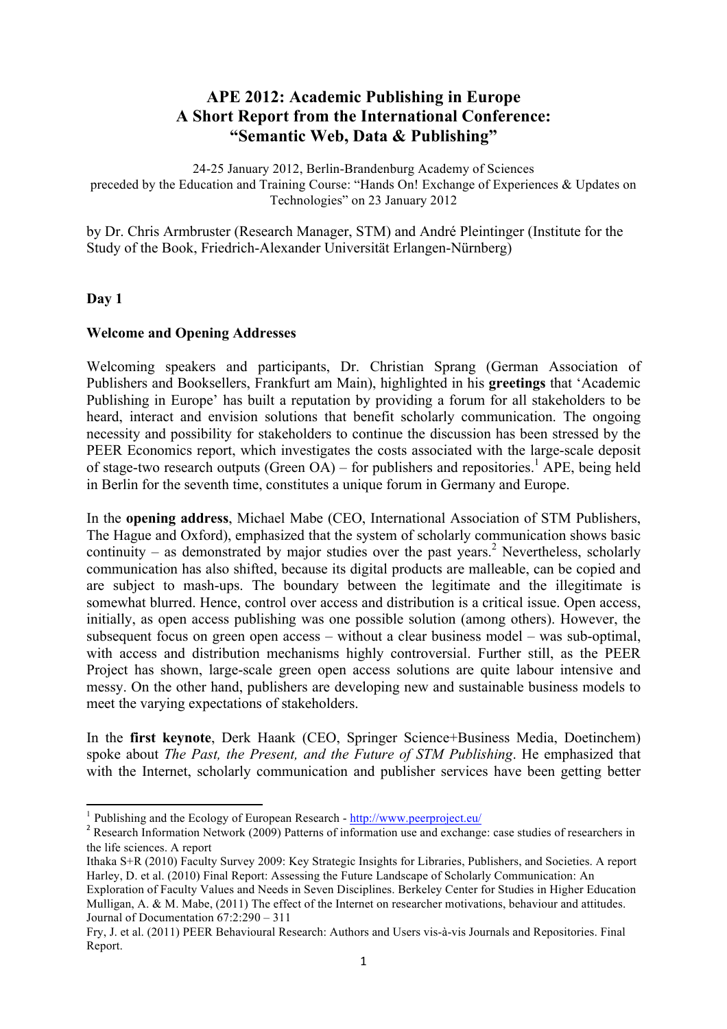# APE 2012: Academic Publishing in Europe
# A Short Report from the International Conference: "Semantic Web, Data & Publishing"

24-25 January 2012, Berlin-Brandenburg Academy of Sciences
preceded by the Education and Training Course: "Hands On! Exchange of Experiences & Updates on Technologies" on 23 January 2012

by Dr. Chris Armbruster (Research Manager, STM) and André Pleintinger (Institute for the Study of the Book, Friedrich-Alexander Universität Erlangen-Nürnberg)

## Day 1

### Welcome and Opening Addresses

Welcoming speakers and participants, Dr. Christian Sprang (German Association of Publishers and Booksellers, Frankfurt am Main), highlighted in his **greetings** that 'Academic Publishing in Europe' has built a reputation by providing a forum for all stakeholders to be heard, interact and envision solutions that benefit scholarly communication. The ongoing necessity and possibility for stakeholders to continue the discussion has been stressed by the PEER Economics report, which investigates the costs associated with the large-scale deposit of stage-two research outputs (Green OA) – for publishers and repositories.[1] APE, being held in Berlin for the seventh time, constitutes a unique forum in Germany and Europe.

In the **opening address**, Michael Mabe (CEO, International Association of STM Publishers, The Hague and Oxford), emphasized that the system of scholarly communication shows basic continuity – as demonstrated by major studies over the past years.[2] Nevertheless, scholarly communication has also shifted, because its digital products are malleable, can be copied and are subject to mash-ups. The boundary between the legitimate and the illegitimate is somewhat blurred. Hence, control over access and distribution is a critical issue. Open access, initially, as open access publishing was one possible solution (among others). However, the subsequent focus on green open access – without a clear business model – was sub-optimal, with access and distribution mechanisms highly controversial. Further still, as the PEER Project has shown, large-scale green open access solutions are quite labour intensive and messy. On the other hand, publishers are developing new and sustainable business models to meet the varying expectations of stakeholders.

In the **first keynote**, Derk Haank (CEO, Springer Science+Business Media, Doetinchem) spoke about *The Past, the Present, and the Future of STM Publishing*. He emphasized that with the Internet, scholarly communication and publisher services have been getting better

---

[1] Publishing and the Ecology of European Research - http://www.peerproject.eu/

[2] Research Information Network (2009) Patterns of information use and exchange: case studies of researchers in the life sciences. A report

Ithaka S+R (2010) Faculty Survey 2009: Key Strategic Insights for Libraries, Publishers, and Societies. A report

Harley, D. et al. (2010) Final Report: Assessing the Future Landscape of Scholarly Communication: An Exploration of Faculty Values and Needs in Seven Disciplines. Berkeley Center for Studies in Higher Education

Mulligan, A. & M. Mabe, (2011) The effect of the Internet on researcher motivations, behaviour and attitudes. Journal of Documentation 67:2:290 – 311

Fry, J. et al. (2011) PEER Behavioural Research: Authors and Users vis-à-vis Journals and Repositories. Final Report.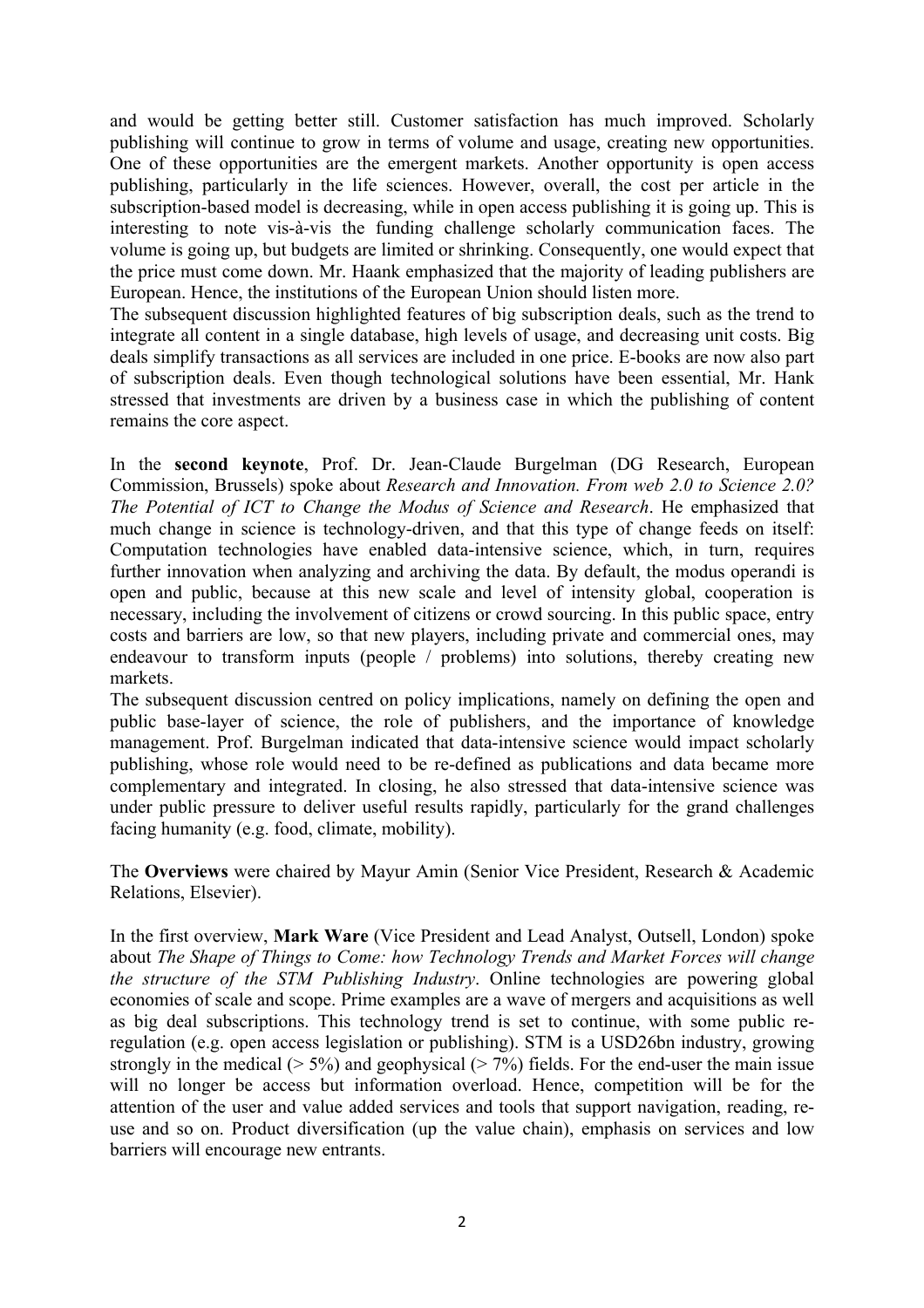and would be getting better still. Customer satisfaction has much improved. Scholarly publishing will continue to grow in terms of volume and usage, creating new opportunities. One of these opportunities are the emergent markets. Another opportunity is open access publishing, particularly in the life sciences. However, overall, the cost per article in the subscription-based model is decreasing, while in open access publishing it is going up. This is interesting to note vis-à-vis the funding challenge scholarly communication faces. The volume is going up, but budgets are limited or shrinking. Consequently, one would expect that the price must come down. Mr. Haank emphasized that the majority of leading publishers are European. Hence, the institutions of the European Union should listen more.

The subsequent discussion highlighted features of big subscription deals, such as the trend to integrate all content in a single database, high levels of usage, and decreasing unit costs. Big deals simplify transactions as all services are included in one price. E-books are now also part of subscription deals. Even though technological solutions have been essential, Mr. Hank stressed that investments are driven by a business case in which the publishing of content remains the core aspect.

In the **second keynote**, Prof. Dr. Jean-Claude Burgelman (DG Research, European Commission, Brussels) spoke about *Research and Innovation. From web 2.0 to Science 2.0? The Potential of ICT to Change the Modus of Science and Research*. He emphasized that much change in science is technology-driven, and that this type of change feeds on itself: Computation technologies have enabled data-intensive science, which, in turn, requires further innovation when analyzing and archiving the data. By default, the modus operandi is open and public, because at this new scale and level of intensity global, cooperation is necessary, including the involvement of citizens or crowd sourcing. In this public space, entry costs and barriers are low, so that new players, including private and commercial ones, may endeavour to transform inputs (people / problems) into solutions, thereby creating new markets.

The subsequent discussion centred on policy implications, namely on defining the open and public base-layer of science, the role of publishers, and the importance of knowledge management. Prof. Burgelman indicated that data-intensive science would impact scholarly publishing, whose role would need to be re-defined as publications and data became more complementary and integrated. In closing, he also stressed that data-intensive science was under public pressure to deliver useful results rapidly, particularly for the grand challenges facing humanity (e.g. food, climate, mobility).

The **Overviews** were chaired by Mayur Amin (Senior Vice President, Research & Academic Relations, Elsevier).

In the first overview, **Mark Ware** (Vice President and Lead Analyst, Outsell, London) spoke about *The Shape of Things to Come: how Technology Trends and Market Forces will change the structure of the STM Publishing Industry*. Online technologies are powering global economies of scale and scope. Prime examples are a wave of mergers and acquisitions as well as big deal subscriptions. This technology trend is set to continue, with some public re-regulation (e.g. open access legislation or publishing). STM is a USD26bn industry, growing strongly in the medical (> 5%) and geophysical (> 7%) fields. For the end-user the main issue will no longer be access but information overload. Hence, competition will be for the attention of the user and value added services and tools that support navigation, reading, re-use and so on. Product diversification (up the value chain), emphasis on services and low barriers will encourage new entrants.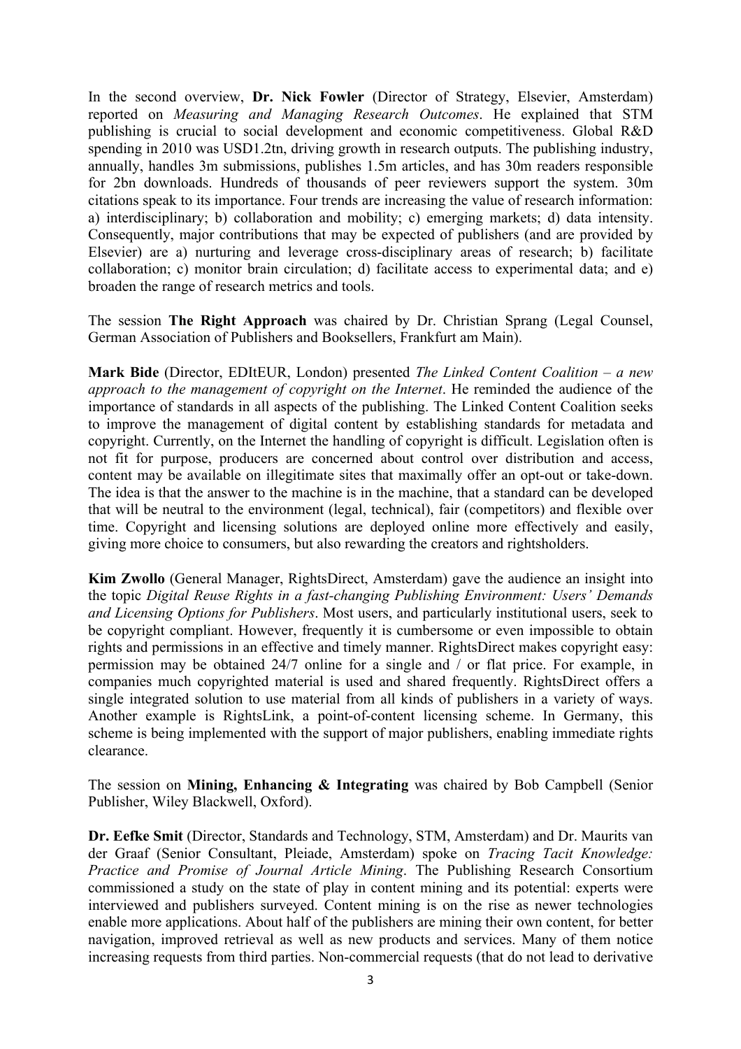In the second overview, **Dr. Nick Fowler** (Director of Strategy, Elsevier, Amsterdam) reported on *Measuring and Managing Research Outcomes*. He explained that STM publishing is crucial to social development and economic competitiveness. Global R&D spending in 2010 was USD1.2tn, driving growth in research outputs. The publishing industry, annually, handles 3m submissions, publishes 1.5m articles, and has 30m readers responsible for 2bn downloads. Hundreds of thousands of peer reviewers support the system. 30m citations speak to its importance. Four trends are increasing the value of research information: a) interdisciplinary; b) collaboration and mobility; c) emerging markets; d) data intensity. Consequently, major contributions that may be expected of publishers (and are provided by Elsevier) are a) nurturing and leverage cross-disciplinary areas of research; b) facilitate collaboration; c) monitor brain circulation; d) facilitate access to experimental data; and e) broaden the range of research metrics and tools.

The session **The Right Approach** was chaired by Dr. Christian Sprang (Legal Counsel, German Association of Publishers and Booksellers, Frankfurt am Main).

**Mark Bide** (Director, EDItEUR, London) presented *The Linked Content Coalition – a new approach to the management of copyright on the Internet*. He reminded the audience of the importance of standards in all aspects of the publishing. The Linked Content Coalition seeks to improve the management of digital content by establishing standards for metadata and copyright. Currently, on the Internet the handling of copyright is difficult. Legislation often is not fit for purpose, producers are concerned about control over distribution and access, content may be available on illegitimate sites that maximally offer an opt-out or take-down. The idea is that the answer to the machine is in the machine, that a standard can be developed that will be neutral to the environment (legal, technical), fair (competitors) and flexible over time. Copyright and licensing solutions are deployed online more effectively and easily, giving more choice to consumers, but also rewarding the creators and rightsholders.

**Kim Zwollo** (General Manager, RightsDirect, Amsterdam) gave the audience an insight into the topic *Digital Reuse Rights in a fast-changing Publishing Environment: Users' Demands and Licensing Options for Publishers*. Most users, and particularly institutional users, seek to be copyright compliant. However, frequently it is cumbersome or even impossible to obtain rights and permissions in an effective and timely manner. RightsDirect makes copyright easy: permission may be obtained 24/7 online for a single and / or flat price. For example, in companies much copyrighted material is used and shared frequently. RightsDirect offers a single integrated solution to use material from all kinds of publishers in a variety of ways. Another example is RightsLink, a point-of-content licensing scheme. In Germany, this scheme is being implemented with the support of major publishers, enabling immediate rights clearance.

The session on **Mining, Enhancing & Integrating** was chaired by Bob Campbell (Senior Publisher, Wiley Blackwell, Oxford).

**Dr. Eefke Smit** (Director, Standards and Technology, STM, Amsterdam) and Dr. Maurits van der Graaf (Senior Consultant, Pleiade, Amsterdam) spoke on *Tracing Tacit Knowledge: Practice and Promise of Journal Article Mining*. The Publishing Research Consortium commissioned a study on the state of play in content mining and its potential: experts were interviewed and publishers surveyed. Content mining is on the rise as newer technologies enable more applications. About half of the publishers are mining their own content, for better navigation, improved retrieval as well as new products and services. Many of them notice increasing requests from third parties. Non-commercial requests (that do not lead to derivative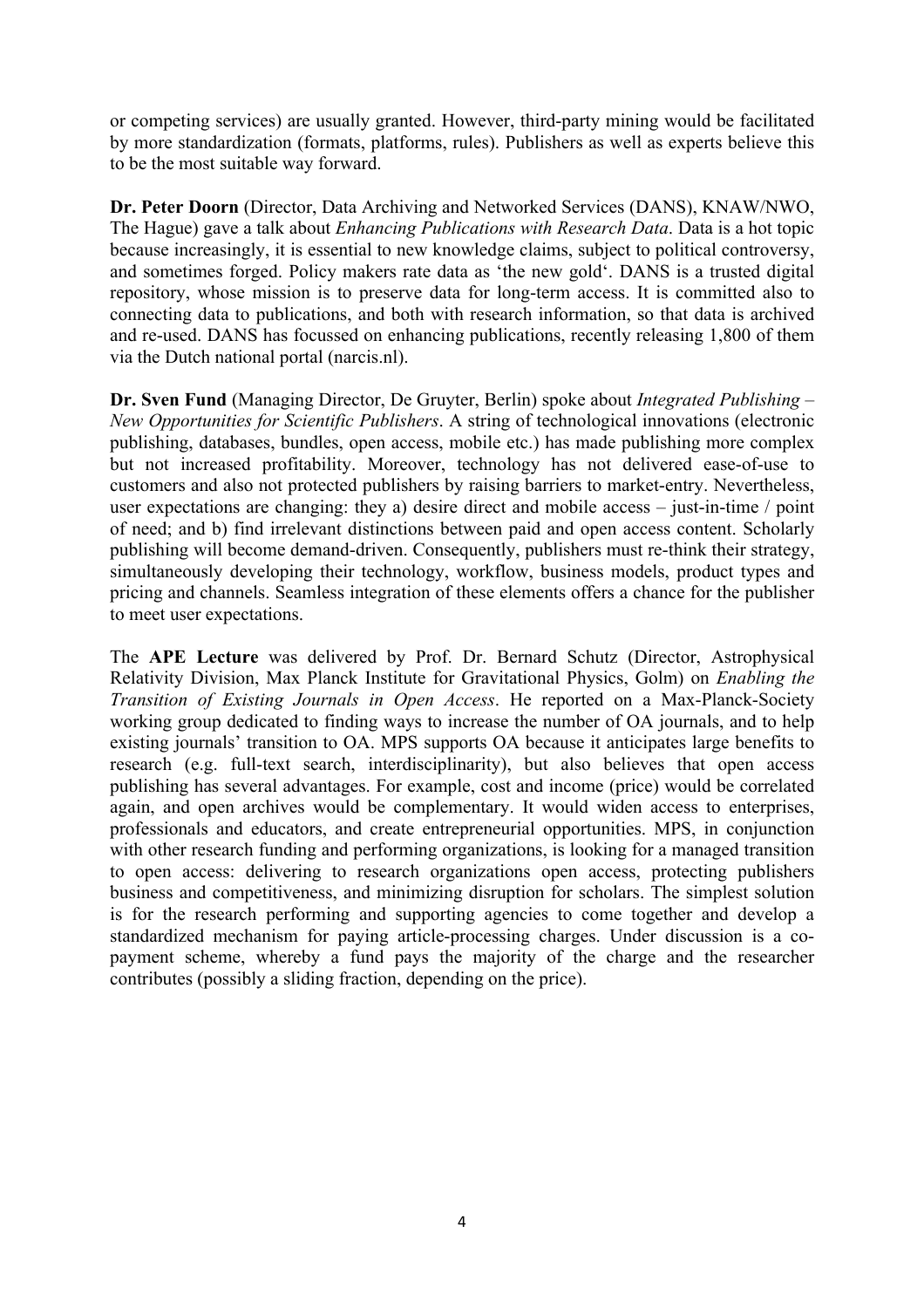or competing services) are usually granted. However, third-party mining would be facilitated by more standardization (formats, platforms, rules). Publishers as well as experts believe this to be the most suitable way forward.

**Dr. Peter Doorn** (Director, Data Archiving and Networked Services (DANS), KNAW/NWO, The Hague) gave a talk about *Enhancing Publications with Research Data*. Data is a hot topic because increasingly, it is essential to new knowledge claims, subject to political controversy, and sometimes forged. Policy makers rate data as 'the new gold'. DANS is a trusted digital repository, whose mission is to preserve data for long-term access. It is committed also to connecting data to publications, and both with research information, so that data is archived and re-used. DANS has focussed on enhancing publications, recently releasing 1,800 of them via the Dutch national portal (narcis.nl).

**Dr. Sven Fund** (Managing Director, De Gruyter, Berlin) spoke about *Integrated Publishing – New Opportunities for Scientific Publishers*. A string of technological innovations (electronic publishing, databases, bundles, open access, mobile etc.) has made publishing more complex but not increased profitability. Moreover, technology has not delivered ease-of-use to customers and also not protected publishers by raising barriers to market-entry. Nevertheless, user expectations are changing: they a) desire direct and mobile access – just-in-time / point of need; and b) find irrelevant distinctions between paid and open access content. Scholarly publishing will become demand-driven. Consequently, publishers must re-think their strategy, simultaneously developing their technology, workflow, business models, product types and pricing and channels. Seamless integration of these elements offers a chance for the publisher to meet user expectations.

The **APE Lecture** was delivered by Prof. Dr. Bernard Schutz (Director, Astrophysical Relativity Division, Max Planck Institute for Gravitational Physics, Golm) on *Enabling the Transition of Existing Journals in Open Access*. He reported on a Max-Planck-Society working group dedicated to finding ways to increase the number of OA journals, and to help existing journals' transition to OA. MPS supports OA because it anticipates large benefits to research (e.g. full-text search, interdisciplinarity), but also believes that open access publishing has several advantages. For example, cost and income (price) would be correlated again, and open archives would be complementary. It would widen access to enterprises, professionals and educators, and create entrepreneurial opportunities. MPS, in conjunction with other research funding and performing organizations, is looking for a managed transition to open access: delivering to research organizations open access, protecting publishers business and competitiveness, and minimizing disruption for scholars. The simplest solution is for the research performing and supporting agencies to come together and develop a standardized mechanism for paying article-processing charges. Under discussion is a co-payment scheme, whereby a fund pays the majority of the charge and the researcher contributes (possibly a sliding fraction, depending on the price).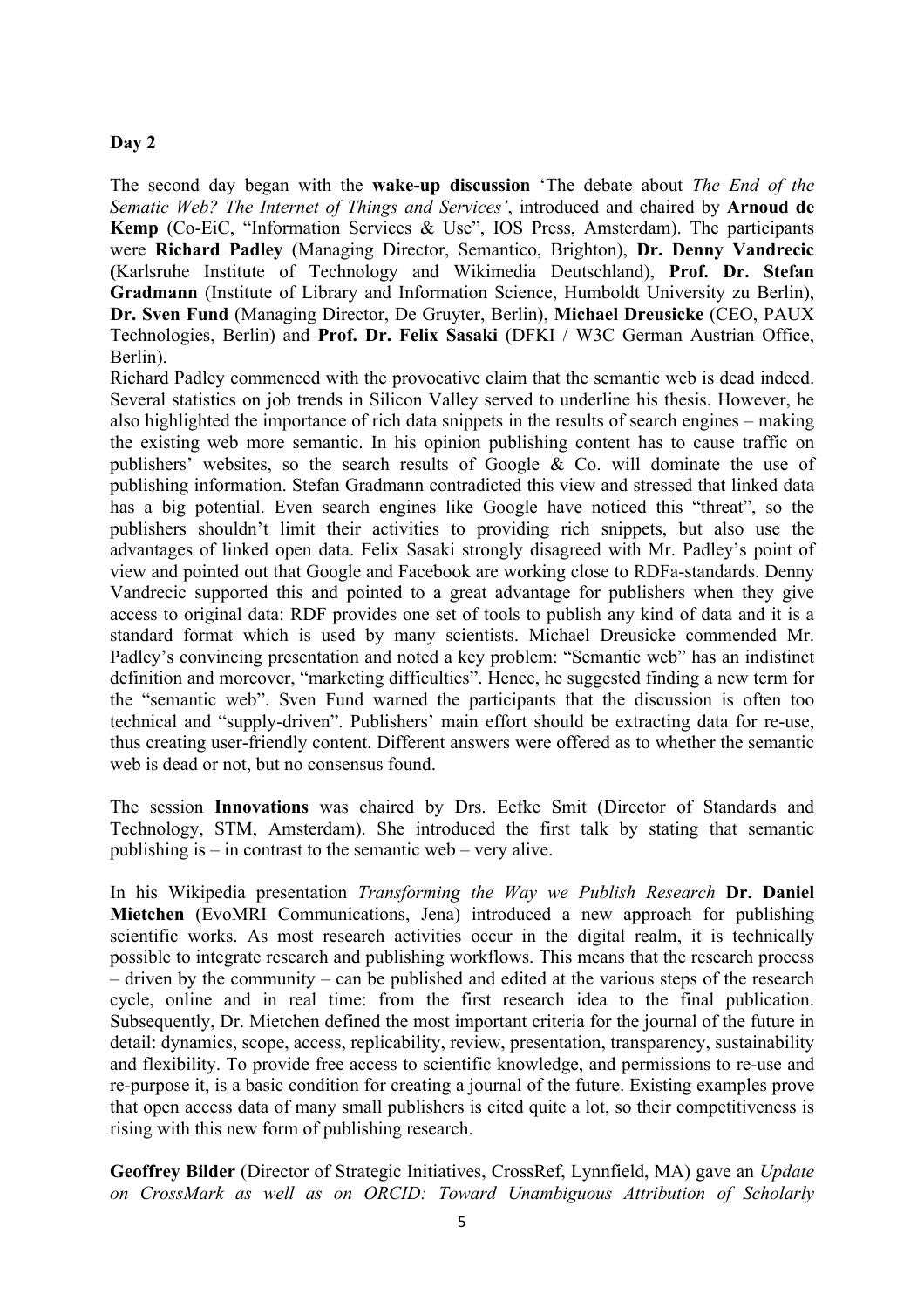**Day 2**

The second day began with the **wake-up discussion** 'The debate about *The End of the Sematic Web? The Internet of Things and Services'*, introduced and chaired by **Arnoud de Kemp** (Co-EiC, "Information Services & Use", IOS Press, Amsterdam). The participants were **Richard Padley** (Managing Director, Semantico, Brighton), **Dr. Denny Vandrecic (**Karlsruhe Institute of Technology and Wikimedia Deutschland), **Prof. Dr. Stefan Gradmann** (Institute of Library and Information Science, Humboldt University zu Berlin), **Dr. Sven Fund** (Managing Director, De Gruyter, Berlin), **Michael Dreusicke** (CEO, PAUX Technologies, Berlin) and **Prof. Dr. Felix Sasaki** (DFKI / W3C German Austrian Office, Berlin).
Richard Padley commenced with the provocative claim that the semantic web is dead indeed. Several statistics on job trends in Silicon Valley served to underline his thesis. However, he also highlighted the importance of rich data snippets in the results of search engines – making the existing web more semantic. In his opinion publishing content has to cause traffic on publishers' websites, so the search results of Google & Co. will dominate the use of publishing information. Stefan Gradmann contradicted this view and stressed that linked data has a big potential. Even search engines like Google have noticed this "threat", so the publishers shouldn't limit their activities to providing rich snippets, but also use the advantages of linked open data. Felix Sasaki strongly disagreed with Mr. Padley's point of view and pointed out that Google and Facebook are working close to RDFa-standards. Denny Vandrecic supported this and pointed to a great advantage for publishers when they give access to original data: RDF provides one set of tools to publish any kind of data and it is a standard format which is used by many scientists. Michael Dreusicke commended Mr. Padley's convincing presentation and noted a key problem: "Semantic web" has an indistinct definition and moreover, "marketing difficulties". Hence, he suggested finding a new term for the "semantic web". Sven Fund warned the participants that the discussion is often too technical and "supply-driven". Publishers' main effort should be extracting data for re-use, thus creating user-friendly content. Different answers were offered as to whether the semantic web is dead or not, but no consensus found.

The session **Innovations** was chaired by Drs. Eefke Smit (Director of Standards and Technology, STM, Amsterdam). She introduced the first talk by stating that semantic publishing is – in contrast to the semantic web – very alive.

In his Wikipedia presentation *Transforming the Way we Publish Research* **Dr. Daniel Mietchen** (EvoMRI Communications, Jena) introduced a new approach for publishing scientific works. As most research activities occur in the digital realm, it is technically possible to integrate research and publishing workflows. This means that the research process – driven by the community – can be published and edited at the various steps of the research cycle, online and in real time: from the first research idea to the final publication. Subsequently, Dr. Mietchen defined the most important criteria for the journal of the future in detail: dynamics, scope, access, replicability, review, presentation, transparency, sustainability and flexibility. To provide free access to scientific knowledge, and permissions to re-use and re-purpose it, is a basic condition for creating a journal of the future. Existing examples prove that open access data of many small publishers is cited quite a lot, so their competitiveness is rising with this new form of publishing research.

**Geoffrey Bilder** (Director of Strategic Initiatives, CrossRef, Lynnfield, MA) gave an *Update on CrossMark as well as on ORCID: Toward Unambiguous Attribution of Scholarly*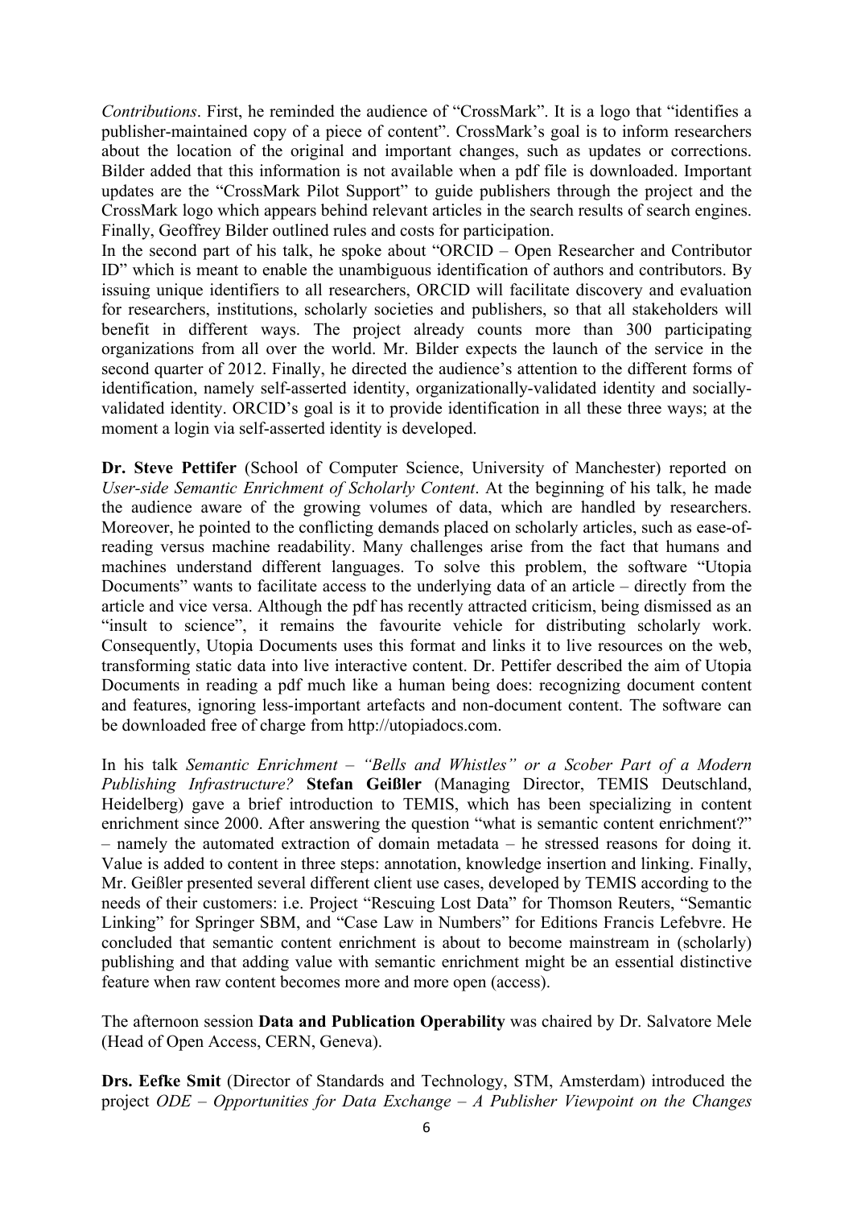*Contributions*. First, he reminded the audience of "CrossMark". It is a logo that "identifies a publisher-maintained copy of a piece of content". CrossMark's goal is to inform researchers about the location of the original and important changes, such as updates or corrections. Bilder added that this information is not available when a pdf file is downloaded. Important updates are the "CrossMark Pilot Support" to guide publishers through the project and the CrossMark logo which appears behind relevant articles in the search results of search engines. Finally, Geoffrey Bilder outlined rules and costs for participation.
In the second part of his talk, he spoke about "ORCID – Open Researcher and Contributor ID" which is meant to enable the unambiguous identification of authors and contributors. By issuing unique identifiers to all researchers, ORCID will facilitate discovery and evaluation for researchers, institutions, scholarly societies and publishers, so that all stakeholders will benefit in different ways. The project already counts more than 300 participating organizations from all over the world. Mr. Bilder expects the launch of the service in the second quarter of 2012. Finally, he directed the audience's attention to the different forms of identification, namely self-asserted identity, organizationally-validated identity and socially-validated identity. ORCID's goal is it to provide identification in all these three ways; at the moment a login via self-asserted identity is developed.

**Dr. Steve Pettifer** (School of Computer Science, University of Manchester) reported on *User-side Semantic Enrichment of Scholarly Content*. At the beginning of his talk, he made the audience aware of the growing volumes of data, which are handled by researchers. Moreover, he pointed to the conflicting demands placed on scholarly articles, such as ease-of-reading versus machine readability. Many challenges arise from the fact that humans and machines understand different languages. To solve this problem, the software "Utopia Documents" wants to facilitate access to the underlying data of an article – directly from the article and vice versa. Although the pdf has recently attracted criticism, being dismissed as an "insult to science", it remains the favourite vehicle for distributing scholarly work. Consequently, Utopia Documents uses this format and links it to live resources on the web, transforming static data into live interactive content. Dr. Pettifer described the aim of Utopia Documents in reading a pdf much like a human being does: recognizing document content and features, ignoring less-important artefacts and non-document content. The software can be downloaded free of charge from http://utopiadocs.com.

In his talk *Semantic Enrichment – "Bells and Whistles" or a Scober Part of a Modern Publishing Infrastructure?* **Stefan Geißler** (Managing Director, TEMIS Deutschland, Heidelberg) gave a brief introduction to TEMIS, which has been specializing in content enrichment since 2000. After answering the question "what is semantic content enrichment?" – namely the automated extraction of domain metadata – he stressed reasons for doing it. Value is added to content in three steps: annotation, knowledge insertion and linking. Finally, Mr. Geißler presented several different client use cases, developed by TEMIS according to the needs of their customers: i.e. Project "Rescuing Lost Data" for Thomson Reuters, "Semantic Linking" for Springer SBM, and "Case Law in Numbers" for Editions Francis Lefebvre. He concluded that semantic content enrichment is about to become mainstream in (scholarly) publishing and that adding value with semantic enrichment might be an essential distinctive feature when raw content becomes more and more open (access).

The afternoon session **Data and Publication Operability** was chaired by Dr. Salvatore Mele (Head of Open Access, CERN, Geneva).

**Drs. Eefke Smit** (Director of Standards and Technology, STM, Amsterdam) introduced the project *ODE – Opportunities for Data Exchange – A Publisher Viewpoint on the Changes*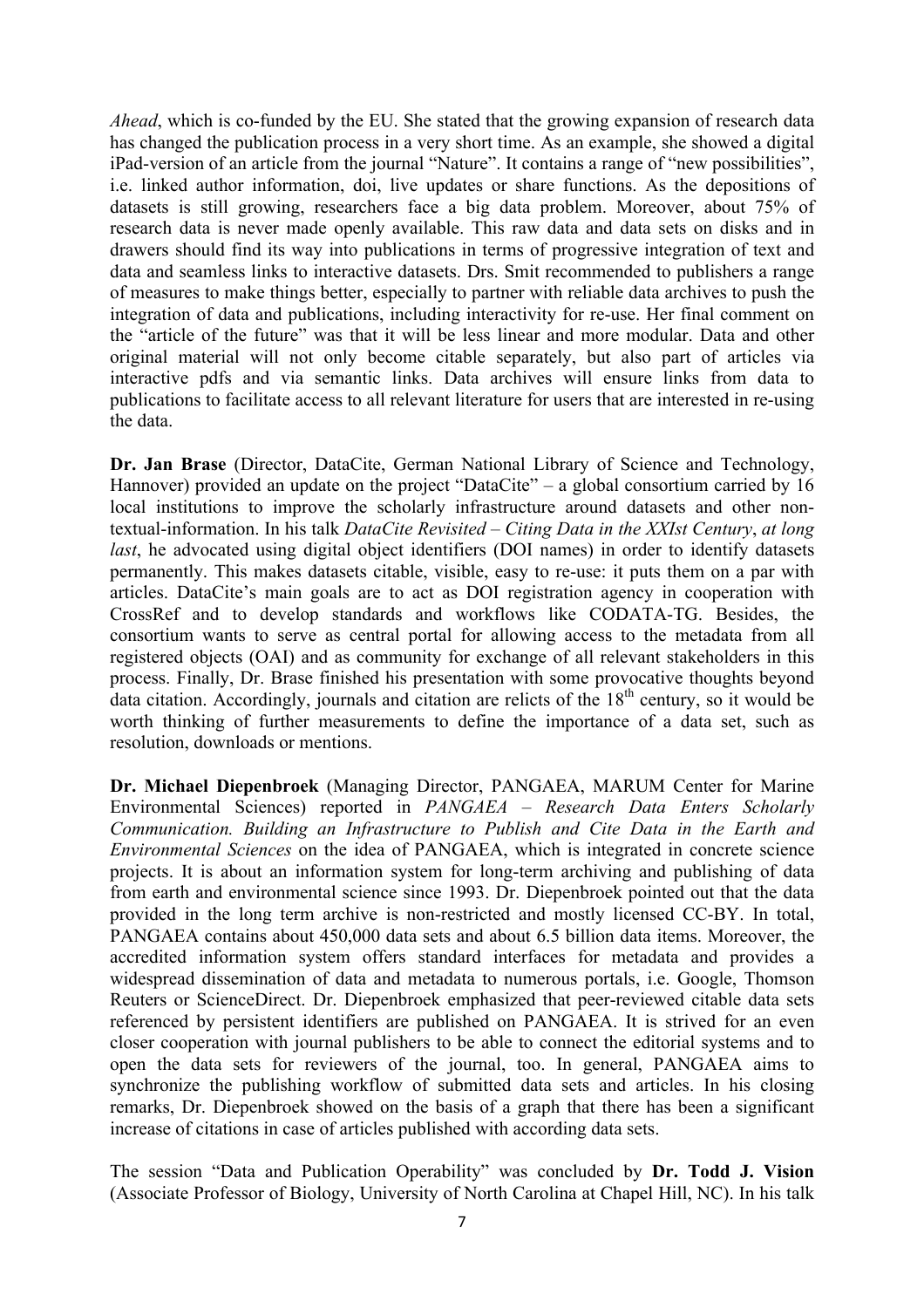*Ahead*, which is co-funded by the EU. She stated that the growing expansion of research data has changed the publication process in a very short time. As an example, she showed a digital iPad-version of an article from the journal "Nature". It contains a range of "new possibilities", i.e. linked author information, doi, live updates or share functions. As the depositions of datasets is still growing, researchers face a big data problem. Moreover, about 75% of research data is never made openly available. This raw data and data sets on disks and in drawers should find its way into publications in terms of progressive integration of text and data and seamless links to interactive datasets. Drs. Smit recommended to publishers a range of measures to make things better, especially to partner with reliable data archives to push the integration of data and publications, including interactivity for re-use. Her final comment on the "article of the future" was that it will be less linear and more modular. Data and other original material will not only become citable separately, but also part of articles via interactive pdfs and via semantic links. Data archives will ensure links from data to publications to facilitate access to all relevant literature for users that are interested in re-using the data.

**Dr. Jan Brase** (Director, DataCite, German National Library of Science and Technology, Hannover) provided an update on the project "DataCite" – a global consortium carried by 16 local institutions to improve the scholarly infrastructure around datasets and other non-textual-information. In his talk *DataCite Revisited – Citing Data in the XXIst Century*, *at long last*, he advocated using digital object identifiers (DOI names) in order to identify datasets permanently. This makes datasets citable, visible, easy to re-use: it puts them on a par with articles. DataCite's main goals are to act as DOI registration agency in cooperation with CrossRef and to develop standards and workflows like CODATA-TG. Besides, the consortium wants to serve as central portal for allowing access to the metadata from all registered objects (OAI) and as community for exchange of all relevant stakeholders in this process. Finally, Dr. Brase finished his presentation with some provocative thoughts beyond data citation. Accordingly, journals and citation are relicts of the 18th century, so it would be worth thinking of further measurements to define the importance of a data set, such as resolution, downloads or mentions.

**Dr. Michael Diepenbroek** (Managing Director, PANGAEA, MARUM Center for Marine Environmental Sciences) reported in *PANGAEA – Research Data Enters Scholarly Communication. Building an Infrastructure to Publish and Cite Data in the Earth and Environmental Sciences* on the idea of PANGAEA, which is integrated in concrete science projects. It is about an information system for long-term archiving and publishing of data from earth and environmental science since 1993. Dr. Diepenbroek pointed out that the data provided in the long term archive is non-restricted and mostly licensed CC-BY. In total, PANGAEA contains about 450,000 data sets and about 6.5 billion data items. Moreover, the accredited information system offers standard interfaces for metadata and provides a widespread dissemination of data and metadata to numerous portals, i.e. Google, Thomson Reuters or ScienceDirect. Dr. Diepenbroek emphasized that peer-reviewed citable data sets referenced by persistent identifiers are published on PANGAEA. It is strived for an even closer cooperation with journal publishers to be able to connect the editorial systems and to open the data sets for reviewers of the journal, too. In general, PANGAEA aims to synchronize the publishing workflow of submitted data sets and articles. In his closing remarks, Dr. Diepenbroek showed on the basis of a graph that there has been a significant increase of citations in case of articles published with according data sets.

The session "Data and Publication Operability" was concluded by **Dr. Todd J. Vision** (Associate Professor of Biology, University of North Carolina at Chapel Hill, NC). In his talk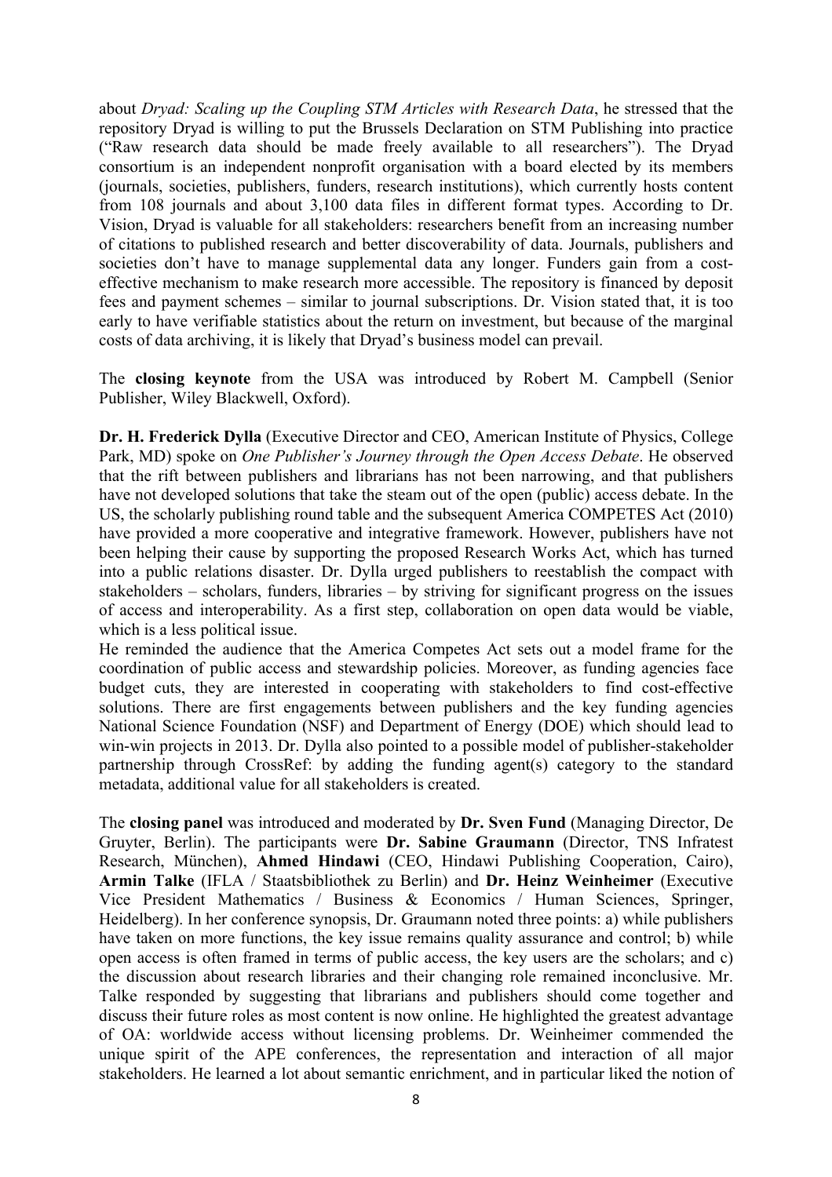about *Dryad: Scaling up the Coupling STM Articles with Research Data*, he stressed that the repository Dryad is willing to put the Brussels Declaration on STM Publishing into practice ("Raw research data should be made freely available to all researchers"). The Dryad consortium is an independent nonprofit organisation with a board elected by its members (journals, societies, publishers, funders, research institutions), which currently hosts content from 108 journals and about 3,100 data files in different format types. According to Dr. Vision, Dryad is valuable for all stakeholders: researchers benefit from an increasing number of citations to published research and better discoverability of data. Journals, publishers and societies don't have to manage supplemental data any longer. Funders gain from a cost-effective mechanism to make research more accessible. The repository is financed by deposit fees and payment schemes – similar to journal subscriptions. Dr. Vision stated that, it is too early to have verifiable statistics about the return on investment, but because of the marginal costs of data archiving, it is likely that Dryad's business model can prevail.

The **closing keynote** from the USA was introduced by Robert M. Campbell (Senior Publisher, Wiley Blackwell, Oxford).

**Dr. H. Frederick Dylla** (Executive Director and CEO, American Institute of Physics, College Park, MD) spoke on *One Publisher's Journey through the Open Access Debate*. He observed that the rift between publishers and librarians has not been narrowing, and that publishers have not developed solutions that take the steam out of the open (public) access debate. In the US, the scholarly publishing round table and the subsequent America COMPETES Act (2010) have provided a more cooperative and integrative framework. However, publishers have not been helping their cause by supporting the proposed Research Works Act, which has turned into a public relations disaster. Dr. Dylla urged publishers to reestablish the compact with stakeholders – scholars, funders, libraries – by striving for significant progress on the issues of access and interoperability. As a first step, collaboration on open data would be viable, which is a less political issue.
He reminded the audience that the America Competes Act sets out a model frame for the coordination of public access and stewardship policies. Moreover, as funding agencies face budget cuts, they are interested in cooperating with stakeholders to find cost-effective solutions. There are first engagements between publishers and the key funding agencies National Science Foundation (NSF) and Department of Energy (DOE) which should lead to win-win projects in 2013. Dr. Dylla also pointed to a possible model of publisher-stakeholder partnership through CrossRef: by adding the funding agent(s) category to the standard metadata, additional value for all stakeholders is created.

The **closing panel** was introduced and moderated by **Dr. Sven Fund** (Managing Director, De Gruyter, Berlin). The participants were **Dr. Sabine Graumann** (Director, TNS Infratest Research, München), **Ahmed Hindawi** (CEO, Hindawi Publishing Cooperation, Cairo), **Armin Talke** (IFLA / Staatsbibliothek zu Berlin) and **Dr. Heinz Weinheimer** (Executive Vice President Mathematics / Business & Economics / Human Sciences, Springer, Heidelberg). In her conference synopsis, Dr. Graumann noted three points: a) while publishers have taken on more functions, the key issue remains quality assurance and control; b) while open access is often framed in terms of public access, the key users are the scholars; and c) the discussion about research libraries and their changing role remained inconclusive. Mr. Talke responded by suggesting that librarians and publishers should come together and discuss their future roles as most content is now online. He highlighted the greatest advantage of OA: worldwide access without licensing problems. Dr. Weinheimer commended the unique spirit of the APE conferences, the representation and interaction of all major stakeholders. He learned a lot about semantic enrichment, and in particular liked the notion of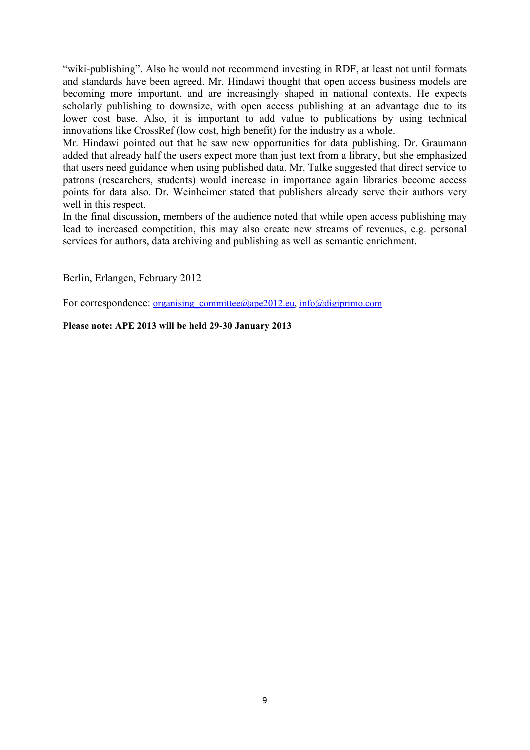"wiki-publishing". Also he would not recommend investing in RDF, at least not until formats and standards have been agreed. Mr. Hindawi thought that open access business models are becoming more important, and are increasingly shaped in national contexts. He expects scholarly publishing to downsize, with open access publishing at an advantage due to its lower cost base. Also, it is important to add value to publications by using technical innovations like CrossRef (low cost, high benefit) for the industry as a whole.

Mr. Hindawi pointed out that he saw new opportunities for data publishing. Dr. Graumann added that already half the users expect more than just text from a library, but she emphasized that users need guidance when using published data. Mr. Talke suggested that direct service to patrons (researchers, students) would increase in importance again libraries become access points for data also. Dr. Weinheimer stated that publishers already serve their authors very well in this respect.

In the final discussion, members of the audience noted that while open access publishing may lead to increased competition, this may also create new streams of revenues, e.g. personal services for authors, data archiving and publishing as well as semantic enrichment.

Berlin, Erlangen, February 2012

For correspondence: organising_committee@ape2012.eu, info@digiprimo.com

**Please note: APE 2013 will be held 29-30 January 2013**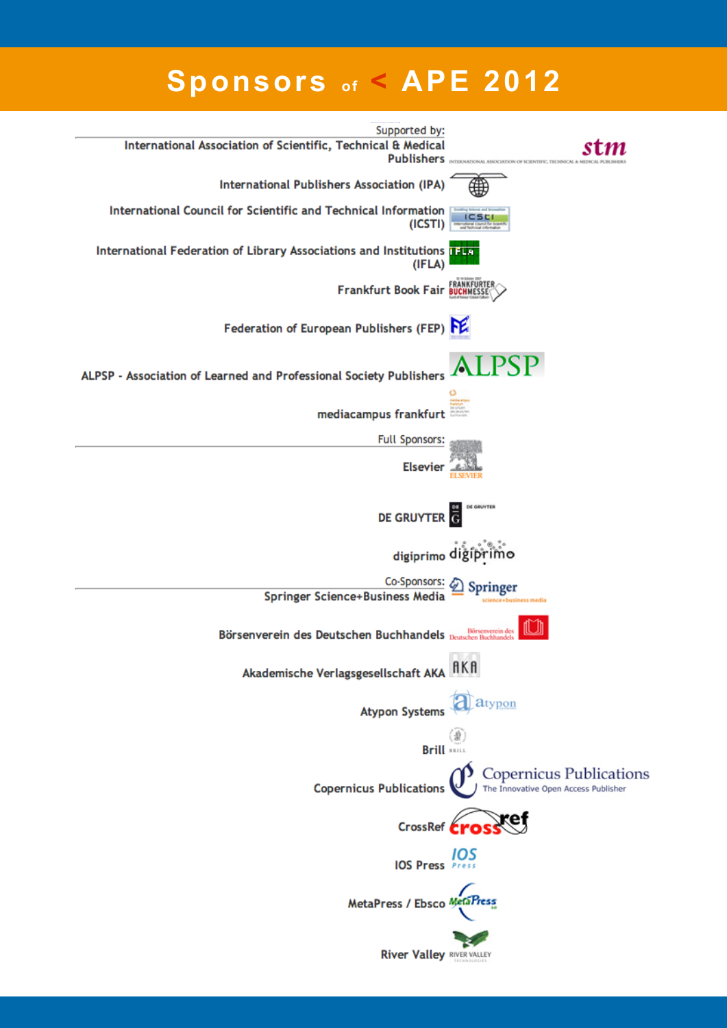# Sponsors of < APE 2012

## Supported by:

International Association of Scientific, Technical & Medical Publishers

International Publishers Association (IPA)

International Council for Scientific and Technical Information (ICSTI)

International Federation of Library Associations and Institutions (IFLA)

Frankfurt Book Fair

Federation of European Publishers (FEP)

ALPSP - Association of Learned and Professional Society Publishers

mediacampus frankfurt

## Full Sponsors:

Elsevier

DE GRUYTER

digiprimo

## Co-Sponsors:

Springer Science+Business Media

Börsenverein des Deutschen Buchhandels

Akademische Verlagsgesellschaft AKA

Atypon Systems

Brill

Copernicus Publications

CrossRef

IOS Press

MetaPress / Ebsco

River Valley